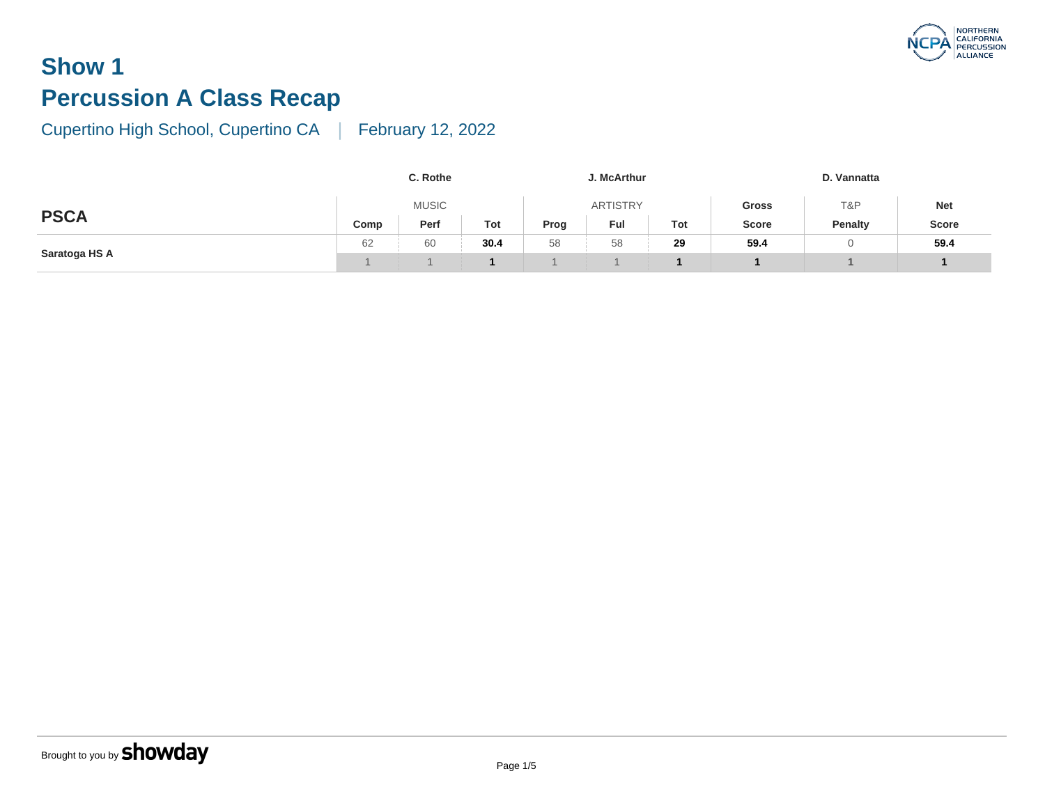# Show 1

## Percussion A Class Recap

Cupertino High School, Cupertino CA | February 12, 2022

| | C. Rothe | | | J. McArthur | | | | D. Vannatta | |
|---|---|---|---|---|---|---|---|---|---|
| | MUSIC | | | ARTISTRY | | | Gross | T&P | Net |
| **PSCA** | Comp | Perf | Tot | Prog | Ful | Tot | Score | Penalty | Score |
| **Saratoga HS A** | 62 | 60 | **30.4** | 58 | 58 | **29** | **59.4** | 0 | **59.4** |
| | 1 | 1 | **1** | 1 | 1 | **1** | **1** | 1 | **1** |

Brought to you by **showday**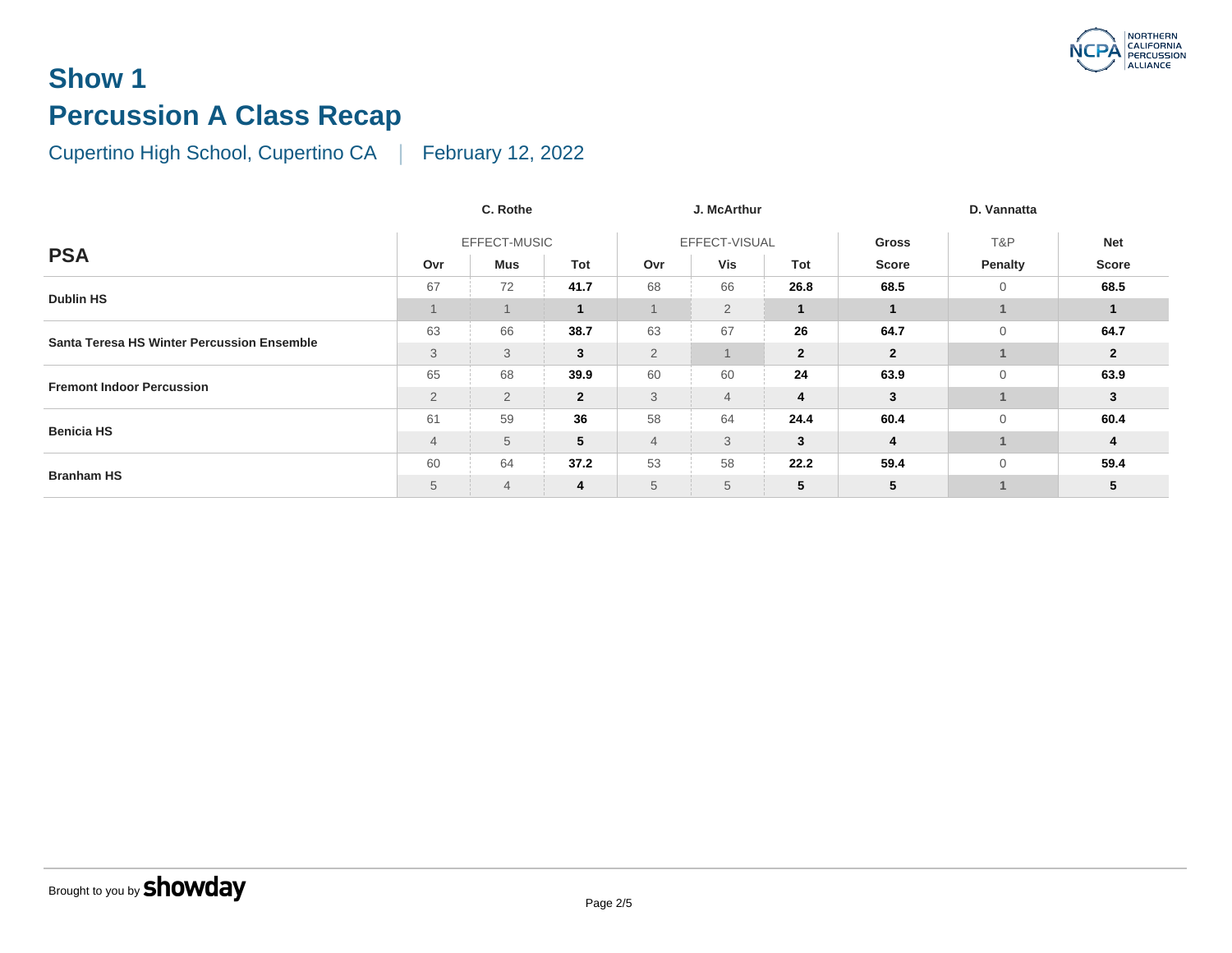# Show 1

## Percussion A Class Recap

Cupertino High School, Cupertino CA | February 12, 2022

| PSA | C. Rothe | | | J. McArthur | | | | D. Vannatta | |
|---|---|---|---|---|---|---|---|---|---|
| | EFFECT-MUSIC | | | EFFECT-VISUAL | | | Gross | T&P | Net |
| | Ovr | Mus | Tot | Ovr | Vis | Tot | Score | Penalty | Score |
| Dublin HS | 67 | 72 | **41.7** | 68 | 66 | **26.8** | **68.5** | 0 | **68.5** |
| | 1 | 1 | **1** | 1 | 2 | **1** | **1** | 1 | **1** |
| Santa Teresa HS Winter Percussion Ensemble | 63 | 66 | **38.7** | 63 | 67 | **26** | **64.7** | 0 | **64.7** |
| | 3 | 3 | **3** | 2 | 1 | **2** | **2** | 1 | **2** |
| Fremont Indoor Percussion | 65 | 68 | **39.9** | 60 | 60 | **24** | **63.9** | 0 | **63.9** |
| | 2 | 2 | **2** | 3 | 4 | **4** | **3** | 1 | **3** |
| Benicia HS | 61 | 59 | **36** | 58 | 64 | **24.4** | **60.4** | 0 | **60.4** |
| | 4 | 5 | **5** | 4 | 3 | **3** | **4** | 1 | **4** |
| Branham HS | 60 | 64 | **37.2** | 53 | 58 | **22.2** | **59.4** | 0 | **59.4** |
| | 5 | 4 | **4** | 5 | 5 | **5** | **5** | 1 | **5** |

Brought to you by **showday**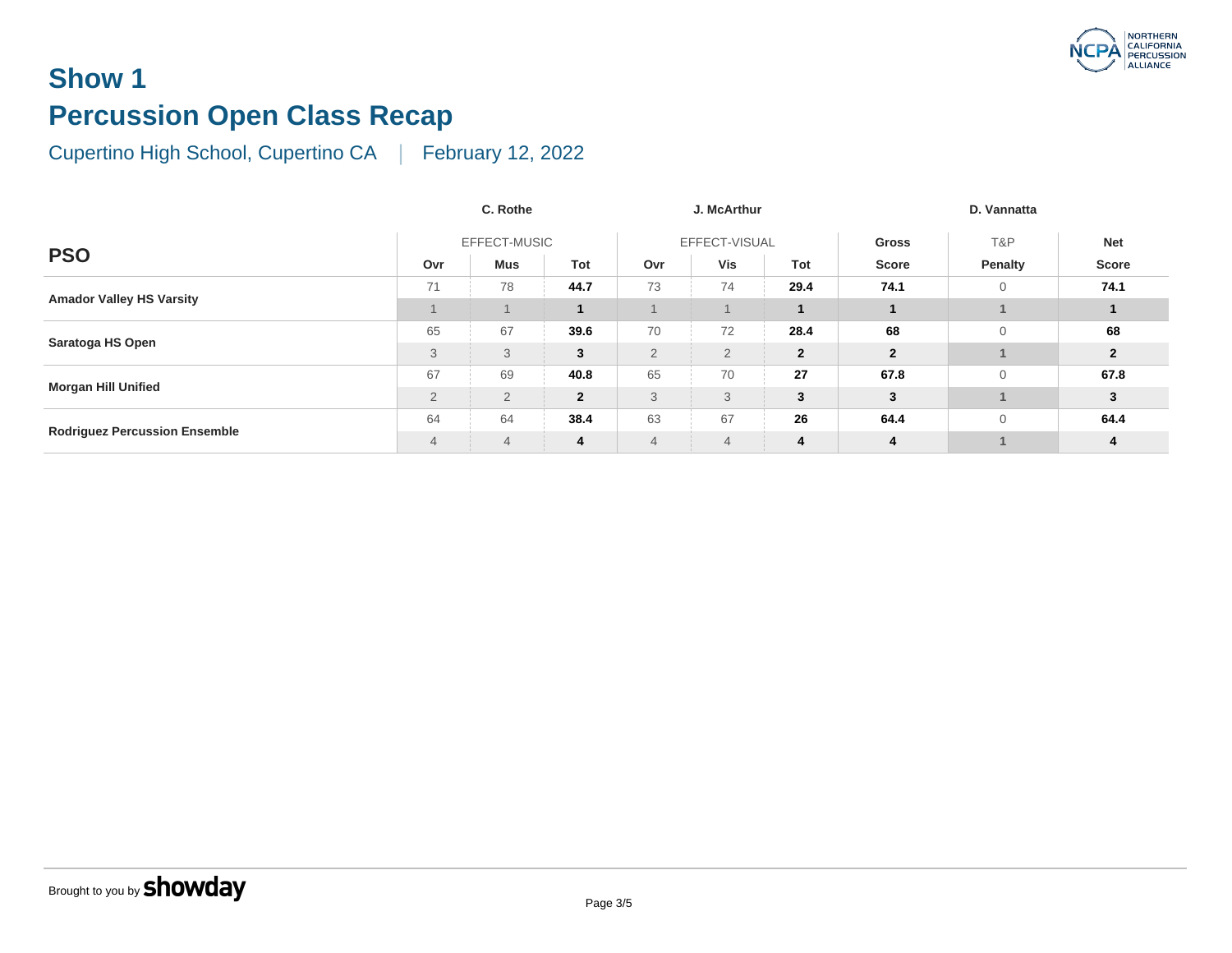# Show 1

## Percussion Open Class Recap

Cupertino High School, Cupertino CA | February 12, 2022

| PSO | C. Rothe | | | J. McArthur | | | | D. Vannatta | |
|---|---|---|---|---|---|---|---|---|---|
| | EFFECT-MUSIC | | | EFFECT-VISUAL | | | Gross | T&P | Net |
| | Ovr | Mus | Tot | Ovr | Vis | Tot | Score | Penalty | Score |
| **Amador Valley HS Varsity** | 71 | 78 | **44.7** | 73 | 74 | **29.4** | **74.1** | 0 | **74.1** |
| | 1 | 1 | **1** | 1 | 1 | **1** | **1** | 1 | **1** |
| **Saratoga HS Open** | 65 | 67 | **39.6** | 70 | 72 | **28.4** | **68** | 0 | **68** |
| | 3 | 3 | **3** | 2 | 2 | **2** | **2** | 1 | **2** |
| **Morgan Hill Unified** | 67 | 69 | **40.8** | 65 | 70 | **27** | **67.8** | 0 | **67.8** |
| | 2 | 2 | **2** | 3 | 3 | **3** | **3** | 1 | **3** |
| **Rodriguez Percussion Ensemble** | 64 | 64 | **38.4** | 63 | 67 | **26** | **64.4** | 0 | **64.4** |
| | 4 | 4 | **4** | 4 | 4 | **4** | **4** | 1 | **4** |

Brought to you by **showday**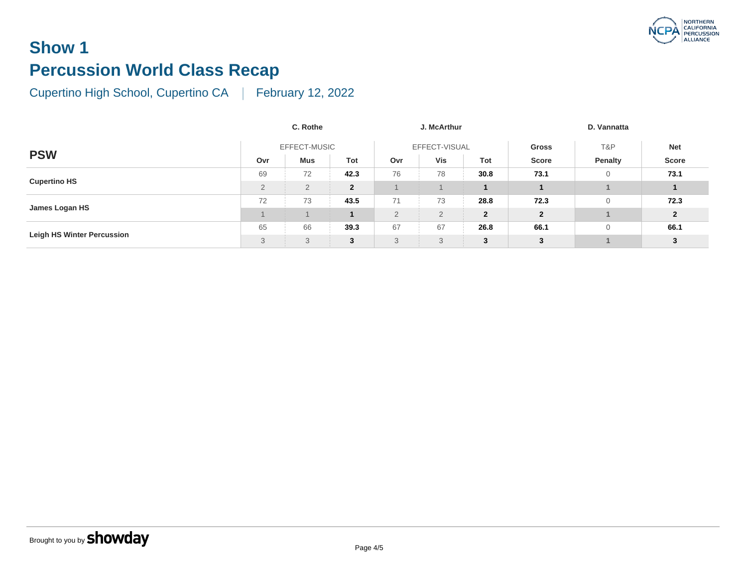# Show 1

## Percussion World Class Recap

Cupertino High School, Cupertino CA | February 12, 2022

| PSW | C. Rothe | | | J. McArthur | | | | D. Vannatta | |
|---|---|---|---|---|---|---|---|---|---|
| | EFFECT-MUSIC | | | EFFECT-VISUAL | | | Gross | T&P | Net |
| | Ovr | Mus | Tot | Ovr | Vis | Tot | Score | Penalty | Score |
| Cupertino HS | 69 | 72 | **42.3** | 76 | 78 | **30.8** | **73.1** | 0 | **73.1** |
| | 2 | 2 | **2** | 1 | 1 | **1** | **1** | 1 | **1** |
| James Logan HS | 72 | 73 | **43.5** | 71 | 73 | **28.8** | **72.3** | 0 | **72.3** |
| | 1 | 1 | **1** | 2 | 2 | **2** | **2** | 1 | **2** |
| Leigh HS Winter Percussion | 65 | 66 | **39.3** | 67 | 67 | **26.8** | **66.1** | 0 | **66.1** |
| | 3 | 3 | **3** | 3 | 3 | **3** | **3** | 1 | **3** |

Brought to you by showday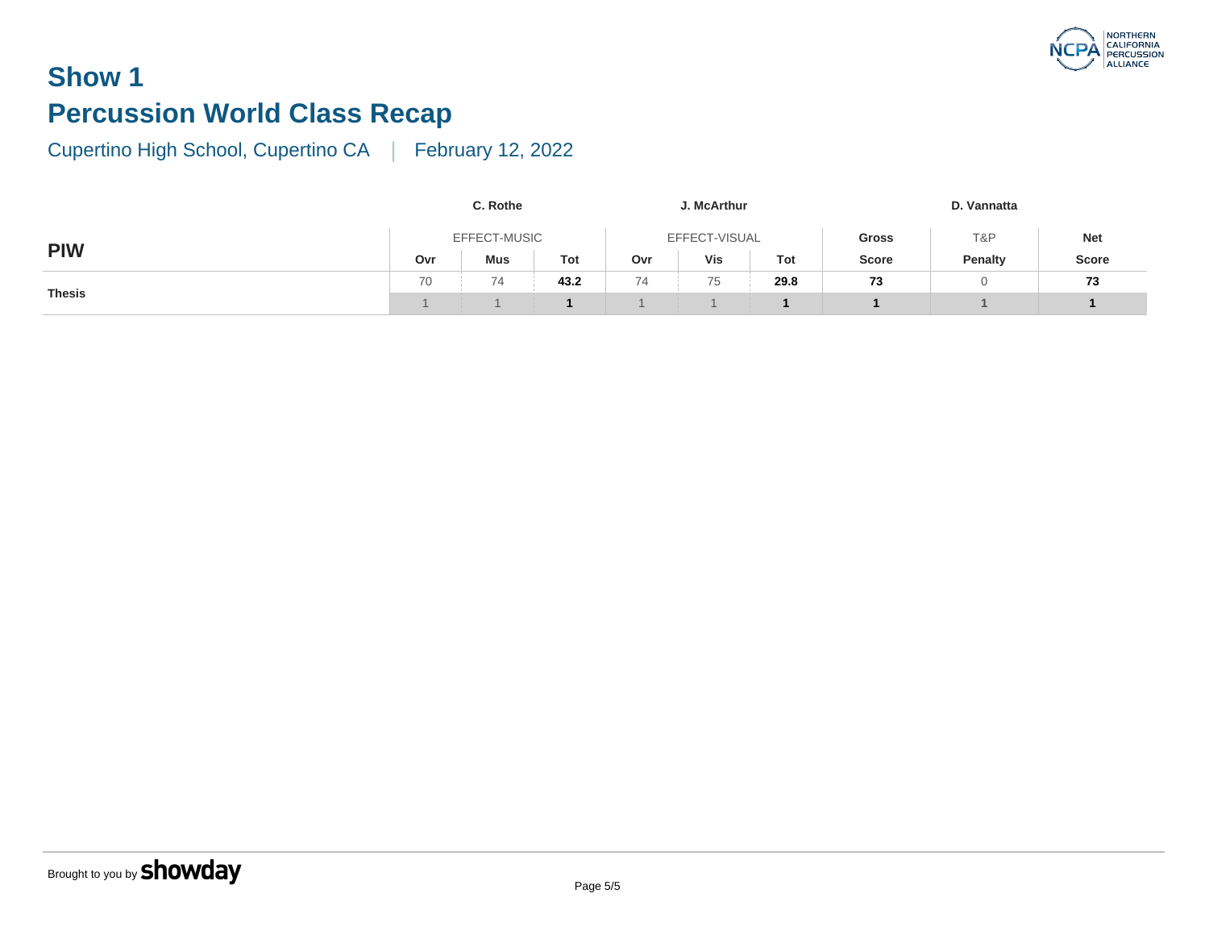# Show 1

# Percussion World Class Recap

Cupertino High School, Cupertino CA | February 12, 2022

| | C. Rothe | | | J. McArthur | | | | D. Vannatta | |
|---|---|---|---|---|---|---|---|---|---|
| | EFFECT-MUSIC | | | EFFECT-VISUAL | | | Gross | T&P | Net |
| PIW | Ovr | Mus | Tot | Ovr | Vis | Tot | Score | Penalty | Score |
| Thesis | 70 | 74 | 43.2 | 74 | 75 | 29.8 | 73 | 0 | 73 |
| | 1 | 1 | 1 | 1 | 1 | 1 | 1 | 1 | 1 |

Brought to you by showday